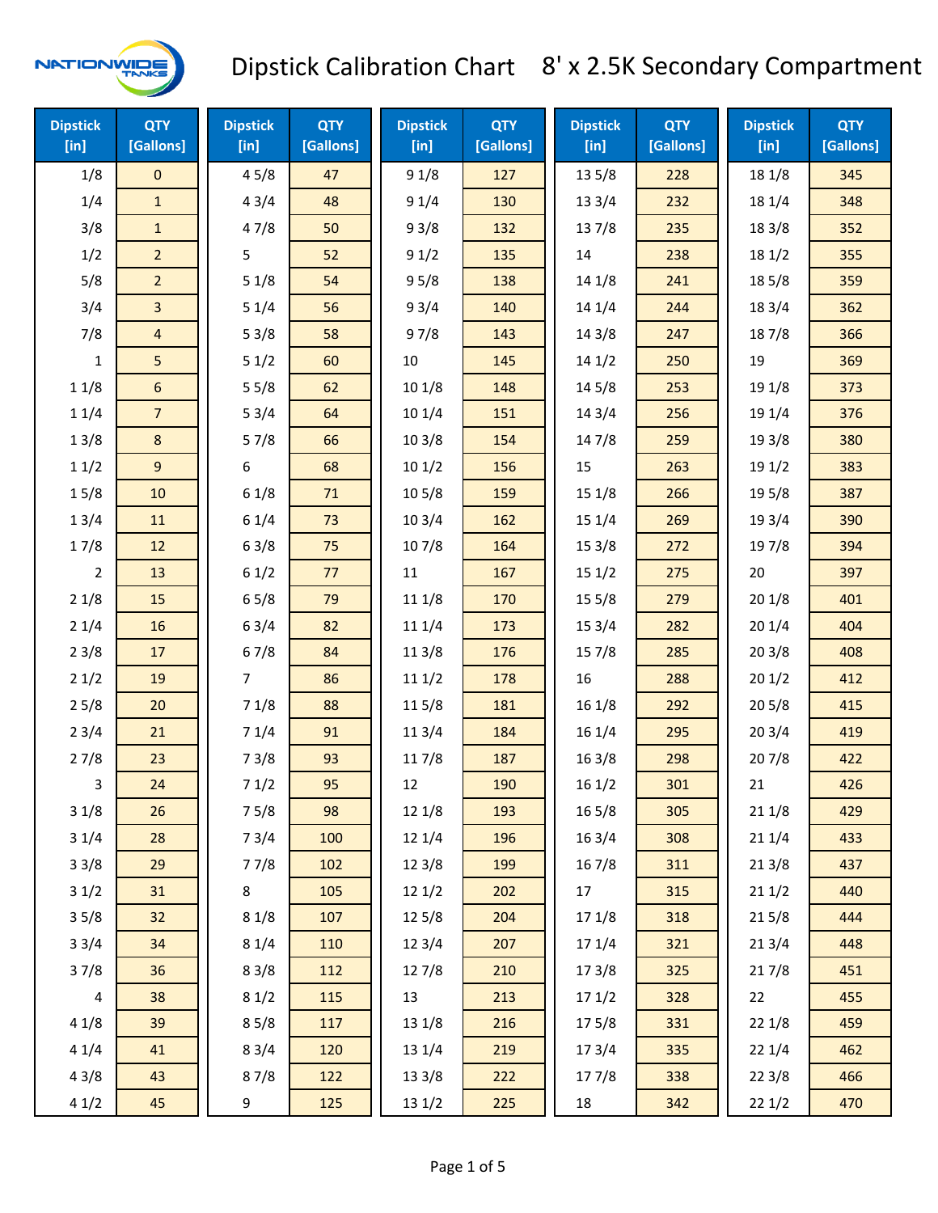# Dipstick Calibration Chart 8' x 2.5K Secondary Compartment

| Dipstick [in] | QTY [Gallons] | Dipstick [in] | QTY [Gallons] | Dipstick [in] | QTY [Gallons] | Dipstick [in] | QTY [Gallons] | Dipstick [in] | QTY [Gallons] |
|---|---|---|---|---|---|---|---|---|---|
| 1/8 | 0 | 4 5/8 | 47 | 9 1/8 | 127 | 13 5/8 | 228 | 18 1/8 | 345 |
| 1/4 | 1 | 4 3/4 | 48 | 9 1/4 | 130 | 13 3/4 | 232 | 18 1/4 | 348 |
| 3/8 | 1 | 4 7/8 | 50 | 9 3/8 | 132 | 13 7/8 | 235 | 18 3/8 | 352 |
| 1/2 | 2 | 5 | 52 | 9 1/2 | 135 | 14 | 238 | 18 1/2 | 355 |
| 5/8 | 2 | 5 1/8 | 54 | 9 5/8 | 138 | 14 1/8 | 241 | 18 5/8 | 359 |
| 3/4 | 3 | 5 1/4 | 56 | 9 3/4 | 140 | 14 1/4 | 244 | 18 3/4 | 362 |
| 7/8 | 4 | 5 3/8 | 58 | 9 7/8 | 143 | 14 3/8 | 247 | 18 7/8 | 366 |
| 1 | 5 | 5 1/2 | 60 | 10 | 145 | 14 1/2 | 250 | 19 | 369 |
| 1 1/8 | 6 | 5 5/8 | 62 | 10 1/8 | 148 | 14 5/8 | 253 | 19 1/8 | 373 |
| 1 1/4 | 7 | 5 3/4 | 64 | 10 1/4 | 151 | 14 3/4 | 256 | 19 1/4 | 376 |
| 1 3/8 | 8 | 5 7/8 | 66 | 10 3/8 | 154 | 14 7/8 | 259 | 19 3/8 | 380 |
| 1 1/2 | 9 | 6 | 68 | 10 1/2 | 156 | 15 | 263 | 19 1/2 | 383 |
| 1 5/8 | 10 | 6 1/8 | 71 | 10 5/8 | 159 | 15 1/8 | 266 | 19 5/8 | 387 |
| 1 3/4 | 11 | 6 1/4 | 73 | 10 3/4 | 162 | 15 1/4 | 269 | 19 3/4 | 390 |
| 1 7/8 | 12 | 6 3/8 | 75 | 10 7/8 | 164 | 15 3/8 | 272 | 19 7/8 | 394 |
| 2 | 13 | 6 1/2 | 77 | 11 | 167 | 15 1/2 | 275 | 20 | 397 |
| 2 1/8 | 15 | 6 5/8 | 79 | 11 1/8 | 170 | 15 5/8 | 279 | 20 1/8 | 401 |
| 2 1/4 | 16 | 6 3/4 | 82 | 11 1/4 | 173 | 15 3/4 | 282 | 20 1/4 | 404 |
| 2 3/8 | 17 | 6 7/8 | 84 | 11 3/8 | 176 | 15 7/8 | 285 | 20 3/8 | 408 |
| 2 1/2 | 19 | 7 | 86 | 11 1/2 | 178 | 16 | 288 | 20 1/2 | 412 |
| 2 5/8 | 20 | 7 1/8 | 88 | 11 5/8 | 181 | 16 1/8 | 292 | 20 5/8 | 415 |
| 2 3/4 | 21 | 7 1/4 | 91 | 11 3/4 | 184 | 16 1/4 | 295 | 20 3/4 | 419 |
| 2 7/8 | 23 | 7 3/8 | 93 | 11 7/8 | 187 | 16 3/8 | 298 | 20 7/8 | 422 |
| 3 | 24 | 7 1/2 | 95 | 12 | 190 | 16 1/2 | 301 | 21 | 426 |
| 3 1/8 | 26 | 7 5/8 | 98 | 12 1/8 | 193 | 16 5/8 | 305 | 21 1/8 | 429 |
| 3 1/4 | 28 | 7 3/4 | 100 | 12 1/4 | 196 | 16 3/4 | 308 | 21 1/4 | 433 |
| 3 3/8 | 29 | 7 7/8 | 102 | 12 3/8 | 199 | 16 7/8 | 311 | 21 3/8 | 437 |
| 3 1/2 | 31 | 8 | 105 | 12 1/2 | 202 | 17 | 315 | 21 1/2 | 440 |
| 3 5/8 | 32 | 8 1/8 | 107 | 12 5/8 | 204 | 17 1/8 | 318 | 21 5/8 | 444 |
| 3 3/4 | 34 | 8 1/4 | 110 | 12 3/4 | 207 | 17 1/4 | 321 | 21 3/4 | 448 |
| 3 7/8 | 36 | 8 3/8 | 112 | 12 7/8 | 210 | 17 3/8 | 325 | 21 7/8 | 451 |
| 4 | 38 | 8 1/2 | 115 | 13 | 213 | 17 1/2 | 328 | 22 | 455 |
| 4 1/8 | 39 | 8 5/8 | 117 | 13 1/8 | 216 | 17 5/8 | 331 | 22 1/8 | 459 |
| 4 1/4 | 41 | 8 3/4 | 120 | 13 1/4 | 219 | 17 3/4 | 335 | 22 1/4 | 462 |
| 4 3/8 | 43 | 8 7/8 | 122 | 13 3/8 | 222 | 17 7/8 | 338 | 22 3/8 | 466 |
| 4 1/2 | 45 | 9 | 125 | 13 1/2 | 225 | 18 | 342 | 22 1/2 | 470 |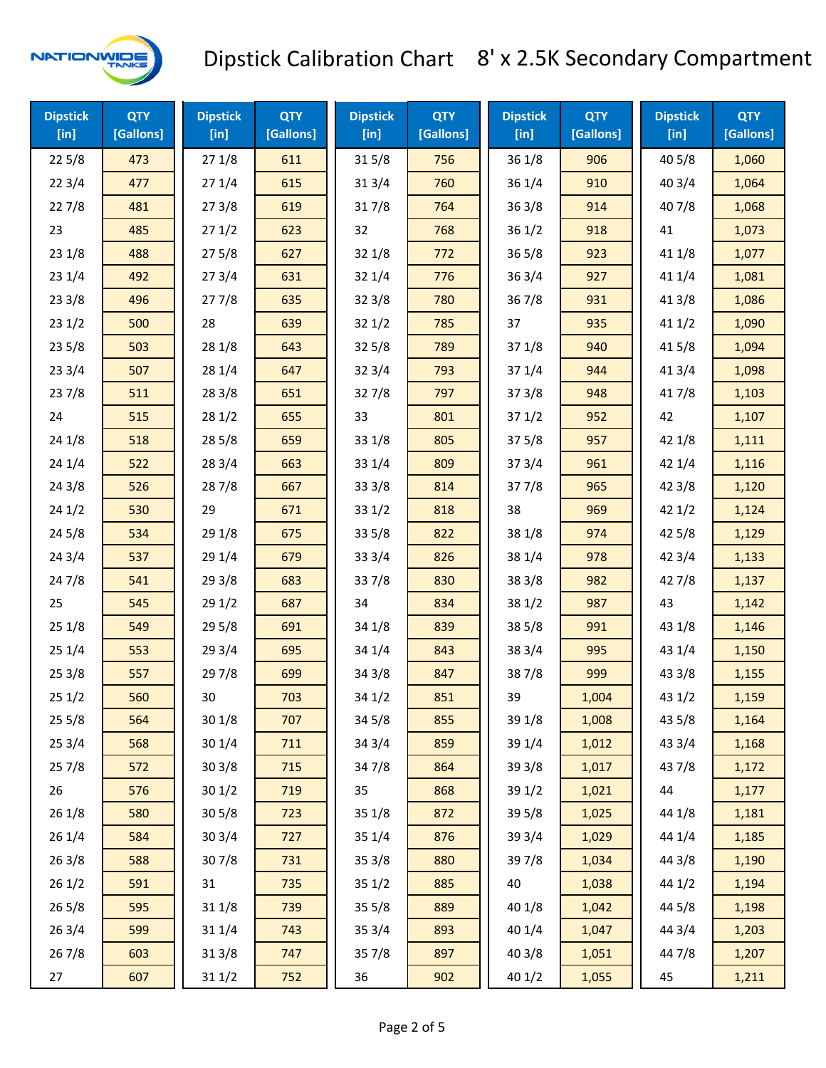# Dipstick Calibration Chart    8' x 2.5K Secondary Compartment

| Dipstick [in] | QTY [Gallons] | Dipstick [in] | QTY [Gallons] | Dipstick [in] | QTY [Gallons] | Dipstick [in] | QTY [Gallons] | Dipstick [in] | QTY [Gallons] |
|---|---|---|---|---|---|---|---|---|---|
| 22 5/8 | 473 | 27 1/8 | 611 | 31 5/8 | 756 | 36 1/8 | 906 | 40 5/8 | 1,060 |
| 22 3/4 | 477 | 27 1/4 | 615 | 31 3/4 | 760 | 36 1/4 | 910 | 40 3/4 | 1,064 |
| 22 7/8 | 481 | 27 3/8 | 619 | 31 7/8 | 764 | 36 3/8 | 914 | 40 7/8 | 1,068 |
| 23 | 485 | 27 1/2 | 623 | 32 | 768 | 36 1/2 | 918 | 41 | 1,073 |
| 23 1/8 | 488 | 27 5/8 | 627 | 32 1/8 | 772 | 36 5/8 | 923 | 41 1/8 | 1,077 |
| 23 1/4 | 492 | 27 3/4 | 631 | 32 1/4 | 776 | 36 3/4 | 927 | 41 1/4 | 1,081 |
| 23 3/8 | 496 | 27 7/8 | 635 | 32 3/8 | 780 | 36 7/8 | 931 | 41 3/8 | 1,086 |
| 23 1/2 | 500 | 28 | 639 | 32 1/2 | 785 | 37 | 935 | 41 1/2 | 1,090 |
| 23 5/8 | 503 | 28 1/8 | 643 | 32 5/8 | 789 | 37 1/8 | 940 | 41 5/8 | 1,094 |
| 23 3/4 | 507 | 28 1/4 | 647 | 32 3/4 | 793 | 37 1/4 | 944 | 41 3/4 | 1,098 |
| 23 7/8 | 511 | 28 3/8 | 651 | 32 7/8 | 797 | 37 3/8 | 948 | 41 7/8 | 1,103 |
| 24 | 515 | 28 1/2 | 655 | 33 | 801 | 37 1/2 | 952 | 42 | 1,107 |
| 24 1/8 | 518 | 28 5/8 | 659 | 33 1/8 | 805 | 37 5/8 | 957 | 42 1/8 | 1,111 |
| 24 1/4 | 522 | 28 3/4 | 663 | 33 1/4 | 809 | 37 3/4 | 961 | 42 1/4 | 1,116 |
| 24 3/8 | 526 | 28 7/8 | 667 | 33 3/8 | 814 | 37 7/8 | 965 | 42 3/8 | 1,120 |
| 24 1/2 | 530 | 29 | 671 | 33 1/2 | 818 | 38 | 969 | 42 1/2 | 1,124 |
| 24 5/8 | 534 | 29 1/8 | 675 | 33 5/8 | 822 | 38 1/8 | 974 | 42 5/8 | 1,129 |
| 24 3/4 | 537 | 29 1/4 | 679 | 33 3/4 | 826 | 38 1/4 | 978 | 42 3/4 | 1,133 |
| 24 7/8 | 541 | 29 3/8 | 683 | 33 7/8 | 830 | 38 3/8 | 982 | 42 7/8 | 1,137 |
| 25 | 545 | 29 1/2 | 687 | 34 | 834 | 38 1/2 | 987 | 43 | 1,142 |
| 25 1/8 | 549 | 29 5/8 | 691 | 34 1/8 | 839 | 38 5/8 | 991 | 43 1/8 | 1,146 |
| 25 1/4 | 553 | 29 3/4 | 695 | 34 1/4 | 843 | 38 3/4 | 995 | 43 1/4 | 1,150 |
| 25 3/8 | 557 | 29 7/8 | 699 | 34 3/8 | 847 | 38 7/8 | 999 | 43 3/8 | 1,155 |
| 25 1/2 | 560 | 30 | 703 | 34 1/2 | 851 | 39 | 1,004 | 43 1/2 | 1,159 |
| 25 5/8 | 564 | 30 1/8 | 707 | 34 5/8 | 855 | 39 1/8 | 1,008 | 43 5/8 | 1,164 |
| 25 3/4 | 568 | 30 1/4 | 711 | 34 3/4 | 859 | 39 1/4 | 1,012 | 43 3/4 | 1,168 |
| 25 7/8 | 572 | 30 3/8 | 715 | 34 7/8 | 864 | 39 3/8 | 1,017 | 43 7/8 | 1,172 |
| 26 | 576 | 30 1/2 | 719 | 35 | 868 | 39 1/2 | 1,021 | 44 | 1,177 |
| 26 1/8 | 580 | 30 5/8 | 723 | 35 1/8 | 872 | 39 5/8 | 1,025 | 44 1/8 | 1,181 |
| 26 1/4 | 584 | 30 3/4 | 727 | 35 1/4 | 876 | 39 3/4 | 1,029 | 44 1/4 | 1,185 |
| 26 3/8 | 588 | 30 7/8 | 731 | 35 3/8 | 880 | 39 7/8 | 1,034 | 44 3/8 | 1,190 |
| 26 1/2 | 591 | 31 | 735 | 35 1/2 | 885 | 40 | 1,038 | 44 1/2 | 1,194 |
| 26 5/8 | 595 | 31 1/8 | 739 | 35 5/8 | 889 | 40 1/8 | 1,042 | 44 5/8 | 1,198 |
| 26 3/4 | 599 | 31 1/4 | 743 | 35 3/4 | 893 | 40 1/4 | 1,047 | 44 3/4 | 1,203 |
| 26 7/8 | 603 | 31 3/8 | 747 | 35 7/8 | 897 | 40 3/8 | 1,051 | 44 7/8 | 1,207 |
| 27 | 607 | 31 1/2 | 752 | 36 | 902 | 40 1/2 | 1,055 | 45 | 1,211 |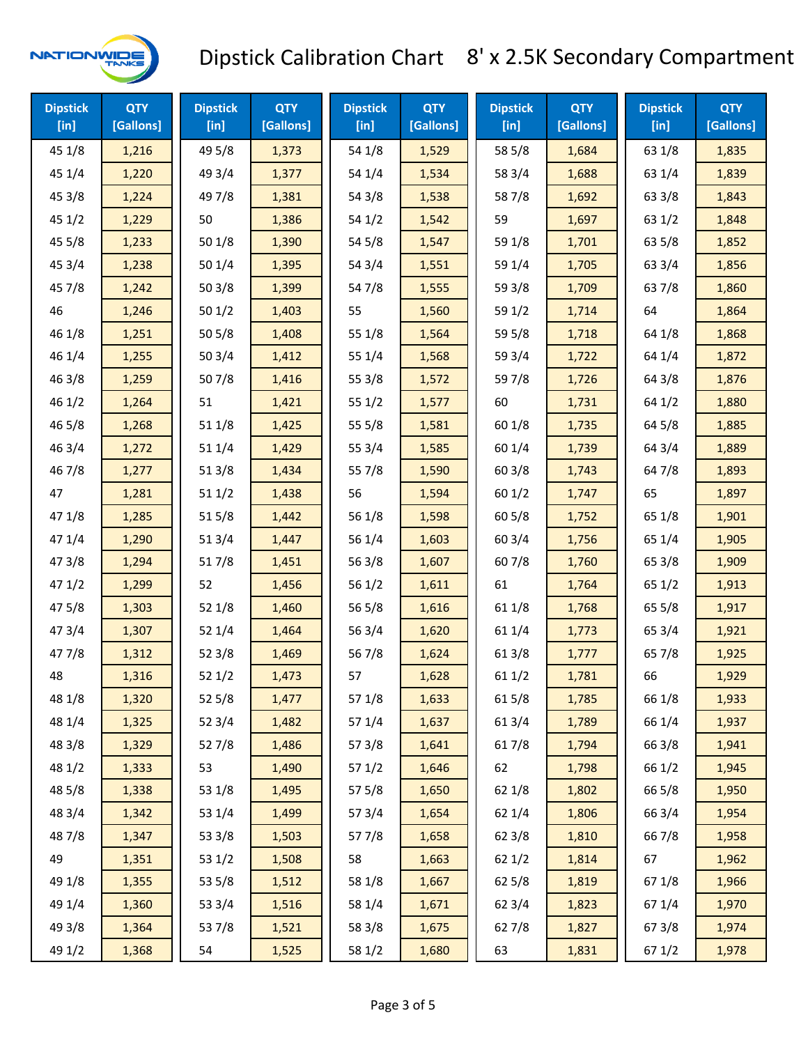# Dipstick Calibration Chart 8' x 2.5K Secondary Compartment

| Dipstick [in] | QTY [Gallons] | Dipstick [in] | QTY [Gallons] | Dipstick [in] | QTY [Gallons] | Dipstick [in] | QTY [Gallons] | Dipstick [in] | QTY [Gallons] |
|---|---|---|---|---|---|---|---|---|---|
| 45 1/8 | 1,216 | 49 5/8 | 1,373 | 54 1/8 | 1,529 | 58 5/8 | 1,684 | 63 1/8 | 1,835 |
| 45 1/4 | 1,220 | 49 3/4 | 1,377 | 54 1/4 | 1,534 | 58 3/4 | 1,688 | 63 1/4 | 1,839 |
| 45 3/8 | 1,224 | 49 7/8 | 1,381 | 54 3/8 | 1,538 | 58 7/8 | 1,692 | 63 3/8 | 1,843 |
| 45 1/2 | 1,229 | 50 | 1,386 | 54 1/2 | 1,542 | 59 | 1,697 | 63 1/2 | 1,848 |
| 45 5/8 | 1,233 | 50 1/8 | 1,390 | 54 5/8 | 1,547 | 59 1/8 | 1,701 | 63 5/8 | 1,852 |
| 45 3/4 | 1,238 | 50 1/4 | 1,395 | 54 3/4 | 1,551 | 59 1/4 | 1,705 | 63 3/4 | 1,856 |
| 45 7/8 | 1,242 | 50 3/8 | 1,399 | 54 7/8 | 1,555 | 59 3/8 | 1,709 | 63 7/8 | 1,860 |
| 46 | 1,246 | 50 1/2 | 1,403 | 55 | 1,560 | 59 1/2 | 1,714 | 64 | 1,864 |
| 46 1/8 | 1,251 | 50 5/8 | 1,408 | 55 1/8 | 1,564 | 59 5/8 | 1,718 | 64 1/8 | 1,868 |
| 46 1/4 | 1,255 | 50 3/4 | 1,412 | 55 1/4 | 1,568 | 59 3/4 | 1,722 | 64 1/4 | 1,872 |
| 46 3/8 | 1,259 | 50 7/8 | 1,416 | 55 3/8 | 1,572 | 59 7/8 | 1,726 | 64 3/8 | 1,876 |
| 46 1/2 | 1,264 | 51 | 1,421 | 55 1/2 | 1,577 | 60 | 1,731 | 64 1/2 | 1,880 |
| 46 5/8 | 1,268 | 51 1/8 | 1,425 | 55 5/8 | 1,581 | 60 1/8 | 1,735 | 64 5/8 | 1,885 |
| 46 3/4 | 1,272 | 51 1/4 | 1,429 | 55 3/4 | 1,585 | 60 1/4 | 1,739 | 64 3/4 | 1,889 |
| 46 7/8 | 1,277 | 51 3/8 | 1,434 | 55 7/8 | 1,590 | 60 3/8 | 1,743 | 64 7/8 | 1,893 |
| 47 | 1,281 | 51 1/2 | 1,438 | 56 | 1,594 | 60 1/2 | 1,747 | 65 | 1,897 |
| 47 1/8 | 1,285 | 51 5/8 | 1,442 | 56 1/8 | 1,598 | 60 5/8 | 1,752 | 65 1/8 | 1,901 |
| 47 1/4 | 1,290 | 51 3/4 | 1,447 | 56 1/4 | 1,603 | 60 3/4 | 1,756 | 65 1/4 | 1,905 |
| 47 3/8 | 1,294 | 51 7/8 | 1,451 | 56 3/8 | 1,607 | 60 7/8 | 1,760 | 65 3/8 | 1,909 |
| 47 1/2 | 1,299 | 52 | 1,456 | 56 1/2 | 1,611 | 61 | 1,764 | 65 1/2 | 1,913 |
| 47 5/8 | 1,303 | 52 1/8 | 1,460 | 56 5/8 | 1,616 | 61 1/8 | 1,768 | 65 5/8 | 1,917 |
| 47 3/4 | 1,307 | 52 1/4 | 1,464 | 56 3/4 | 1,620 | 61 1/4 | 1,773 | 65 3/4 | 1,921 |
| 47 7/8 | 1,312 | 52 3/8 | 1,469 | 56 7/8 | 1,624 | 61 3/8 | 1,777 | 65 7/8 | 1,925 |
| 48 | 1,316 | 52 1/2 | 1,473 | 57 | 1,628 | 61 1/2 | 1,781 | 66 | 1,929 |
| 48 1/8 | 1,320 | 52 5/8 | 1,477 | 57 1/8 | 1,633 | 61 5/8 | 1,785 | 66 1/8 | 1,933 |
| 48 1/4 | 1,325 | 52 3/4 | 1,482 | 57 1/4 | 1,637 | 61 3/4 | 1,789 | 66 1/4 | 1,937 |
| 48 3/8 | 1,329 | 52 7/8 | 1,486 | 57 3/8 | 1,641 | 61 7/8 | 1,794 | 66 3/8 | 1,941 |
| 48 1/2 | 1,333 | 53 | 1,490 | 57 1/2 | 1,646 | 62 | 1,798 | 66 1/2 | 1,945 |
| 48 5/8 | 1,338 | 53 1/8 | 1,495 | 57 5/8 | 1,650 | 62 1/8 | 1,802 | 66 5/8 | 1,950 |
| 48 3/4 | 1,342 | 53 1/4 | 1,499 | 57 3/4 | 1,654 | 62 1/4 | 1,806 | 66 3/4 | 1,954 |
| 48 7/8 | 1,347 | 53 3/8 | 1,503 | 57 7/8 | 1,658 | 62 3/8 | 1,810 | 66 7/8 | 1,958 |
| 49 | 1,351 | 53 1/2 | 1,508 | 58 | 1,663 | 62 1/2 | 1,814 | 67 | 1,962 |
| 49 1/8 | 1,355 | 53 5/8 | 1,512 | 58 1/8 | 1,667 | 62 5/8 | 1,819 | 67 1/8 | 1,966 |
| 49 1/4 | 1,360 | 53 3/4 | 1,516 | 58 1/4 | 1,671 | 62 3/4 | 1,823 | 67 1/4 | 1,970 |
| 49 3/8 | 1,364 | 53 7/8 | 1,521 | 58 3/8 | 1,675 | 62 7/8 | 1,827 | 67 3/8 | 1,974 |
| 49 1/2 | 1,368 | 54 | 1,525 | 58 1/2 | 1,680 | 63 | 1,831 | 67 1/2 | 1,978 |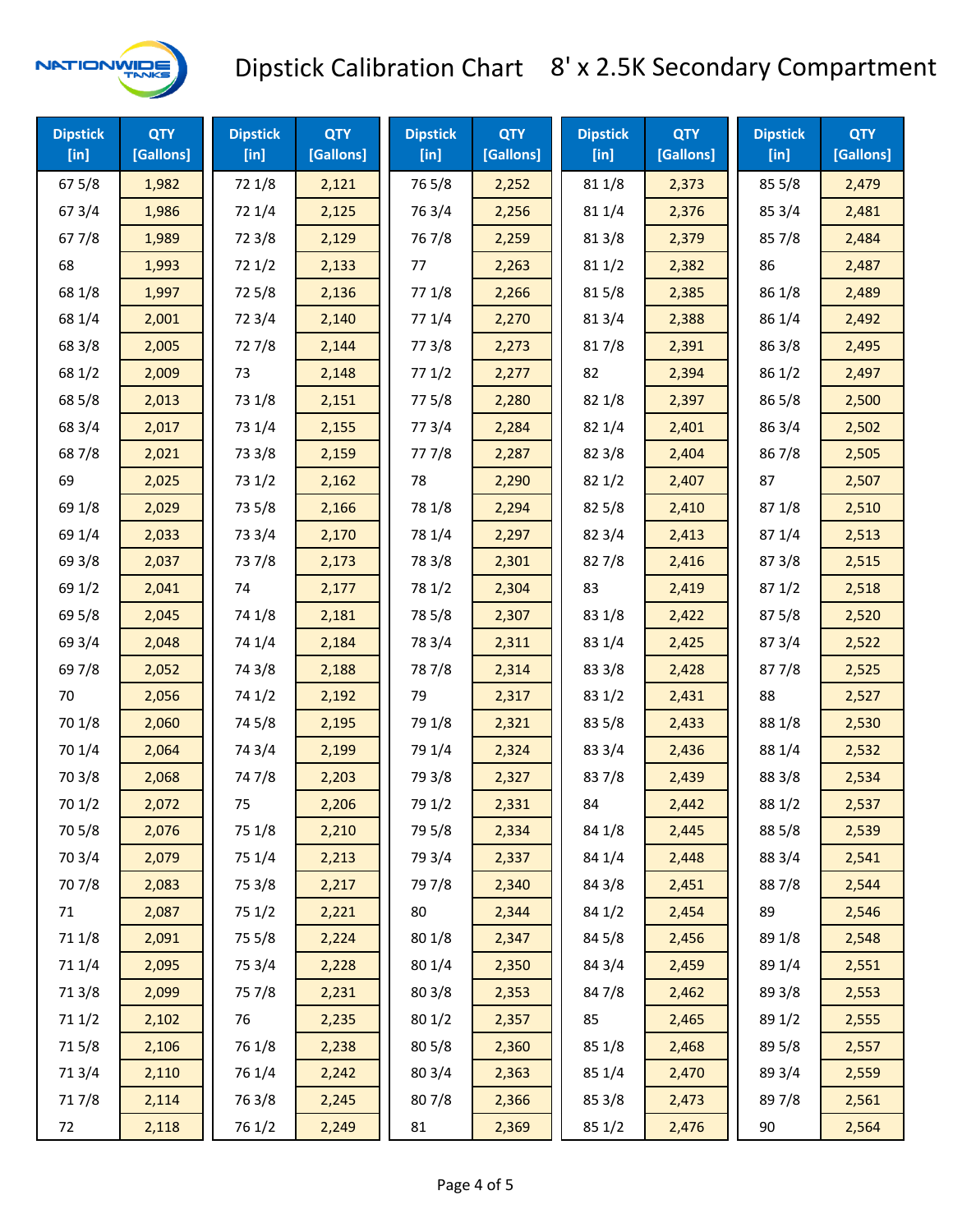# Dipstick Calibration Chart 8' x 2.5K Secondary Compartment

NATIONWIDE TANKS

| Dipstick [in] | QTY [Gallons] | Dipstick [in] | QTY [Gallons] | Dipstick [in] | QTY [Gallons] | Dipstick [in] | QTY [Gallons] | Dipstick [in] | QTY [Gallons] |
|---|---|---|---|---|---|---|---|---|---|
| 67 5/8 | 1,982 | 72 1/8 | 2,121 | 76 5/8 | 2,252 | 81 1/8 | 2,373 | 85 5/8 | 2,479 |
| 67 3/4 | 1,986 | 72 1/4 | 2,125 | 76 3/4 | 2,256 | 81 1/4 | 2,376 | 85 3/4 | 2,481 |
| 67 7/8 | 1,989 | 72 3/8 | 2,129 | 76 7/8 | 2,259 | 81 3/8 | 2,379 | 85 7/8 | 2,484 |
| 68 | 1,993 | 72 1/2 | 2,133 | 77 | 2,263 | 81 1/2 | 2,382 | 86 | 2,487 |
| 68 1/8 | 1,997 | 72 5/8 | 2,136 | 77 1/8 | 2,266 | 81 5/8 | 2,385 | 86 1/8 | 2,489 |
| 68 1/4 | 2,001 | 72 3/4 | 2,140 | 77 1/4 | 2,270 | 81 3/4 | 2,388 | 86 1/4 | 2,492 |
| 68 3/8 | 2,005 | 72 7/8 | 2,144 | 77 3/8 | 2,273 | 81 7/8 | 2,391 | 86 3/8 | 2,495 |
| 68 1/2 | 2,009 | 73 | 2,148 | 77 1/2 | 2,277 | 82 | 2,394 | 86 1/2 | 2,497 |
| 68 5/8 | 2,013 | 73 1/8 | 2,151 | 77 5/8 | 2,280 | 82 1/8 | 2,397 | 86 5/8 | 2,500 |
| 68 3/4 | 2,017 | 73 1/4 | 2,155 | 77 3/4 | 2,284 | 82 1/4 | 2,401 | 86 3/4 | 2,502 |
| 68 7/8 | 2,021 | 73 3/8 | 2,159 | 77 7/8 | 2,287 | 82 3/8 | 2,404 | 86 7/8 | 2,505 |
| 69 | 2,025 | 73 1/2 | 2,162 | 78 | 2,290 | 82 1/2 | 2,407 | 87 | 2,507 |
| 69 1/8 | 2,029 | 73 5/8 | 2,166 | 78 1/8 | 2,294 | 82 5/8 | 2,410 | 87 1/8 | 2,510 |
| 69 1/4 | 2,033 | 73 3/4 | 2,170 | 78 1/4 | 2,297 | 82 3/4 | 2,413 | 87 1/4 | 2,513 |
| 69 3/8 | 2,037 | 73 7/8 | 2,173 | 78 3/8 | 2,301 | 82 7/8 | 2,416 | 87 3/8 | 2,515 |
| 69 1/2 | 2,041 | 74 | 2,177 | 78 1/2 | 2,304 | 83 | 2,419 | 87 1/2 | 2,518 |
| 69 5/8 | 2,045 | 74 1/8 | 2,181 | 78 5/8 | 2,307 | 83 1/8 | 2,422 | 87 5/8 | 2,520 |
| 69 3/4 | 2,048 | 74 1/4 | 2,184 | 78 3/4 | 2,311 | 83 1/4 | 2,425 | 87 3/4 | 2,522 |
| 69 7/8 | 2,052 | 74 3/8 | 2,188 | 78 7/8 | 2,314 | 83 3/8 | 2,428 | 87 7/8 | 2,525 |
| 70 | 2,056 | 74 1/2 | 2,192 | 79 | 2,317 | 83 1/2 | 2,431 | 88 | 2,527 |
| 70 1/8 | 2,060 | 74 5/8 | 2,195 | 79 1/8 | 2,321 | 83 5/8 | 2,433 | 88 1/8 | 2,530 |
| 70 1/4 | 2,064 | 74 3/4 | 2,199 | 79 1/4 | 2,324 | 83 3/4 | 2,436 | 88 1/4 | 2,532 |
| 70 3/8 | 2,068 | 74 7/8 | 2,203 | 79 3/8 | 2,327 | 83 7/8 | 2,439 | 88 3/8 | 2,534 |
| 70 1/2 | 2,072 | 75 | 2,206 | 79 1/2 | 2,331 | 84 | 2,442 | 88 1/2 | 2,537 |
| 70 5/8 | 2,076 | 75 1/8 | 2,210 | 79 5/8 | 2,334 | 84 1/8 | 2,445 | 88 5/8 | 2,539 |
| 70 3/4 | 2,079 | 75 1/4 | 2,213 | 79 3/4 | 2,337 | 84 1/4 | 2,448 | 88 3/4 | 2,541 |
| 70 7/8 | 2,083 | 75 3/8 | 2,217 | 79 7/8 | 2,340 | 84 3/8 | 2,451 | 88 7/8 | 2,544 |
| 71 | 2,087 | 75 1/2 | 2,221 | 80 | 2,344 | 84 1/2 | 2,454 | 89 | 2,546 |
| 71 1/8 | 2,091 | 75 5/8 | 2,224 | 80 1/8 | 2,347 | 84 5/8 | 2,456 | 89 1/8 | 2,548 |
| 71 1/4 | 2,095 | 75 3/4 | 2,228 | 80 1/4 | 2,350 | 84 3/4 | 2,459 | 89 1/4 | 2,551 |
| 71 3/8 | 2,099 | 75 7/8 | 2,231 | 80 3/8 | 2,353 | 84 7/8 | 2,462 | 89 3/8 | 2,553 |
| 71 1/2 | 2,102 | 76 | 2,235 | 80 1/2 | 2,357 | 85 | 2,465 | 89 1/2 | 2,555 |
| 71 5/8 | 2,106 | 76 1/8 | 2,238 | 80 5/8 | 2,360 | 85 1/8 | 2,468 | 89 5/8 | 2,557 |
| 71 3/4 | 2,110 | 76 1/4 | 2,242 | 80 3/4 | 2,363 | 85 1/4 | 2,470 | 89 3/4 | 2,559 |
| 71 7/8 | 2,114 | 76 3/8 | 2,245 | 80 7/8 | 2,366 | 85 3/8 | 2,473 | 89 7/8 | 2,561 |
| 72 | 2,118 | 76 1/2 | 2,249 | 81 | 2,369 | 85 1/2 | 2,476 | 90 | 2,564 |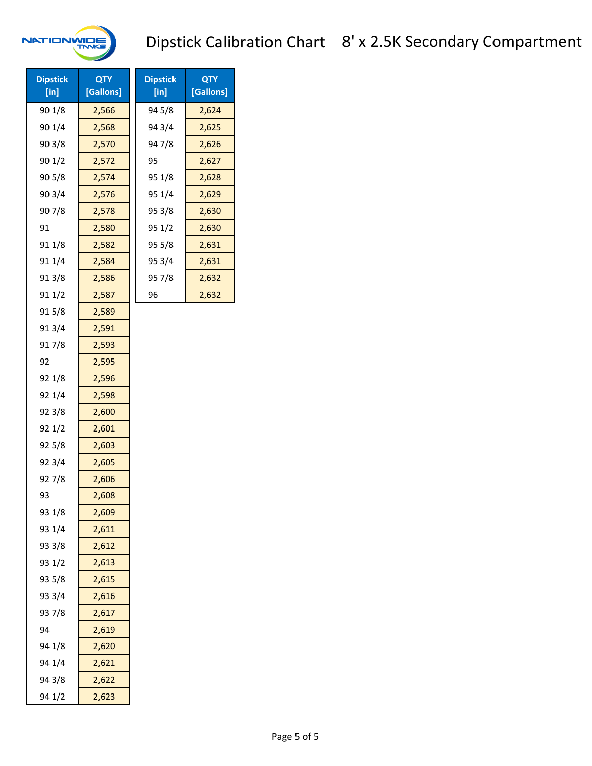# Dipstick Calibration Chart    8' x 2.5K Secondary Compartment

| Dipstick [in] | QTY [Gallons] |
|---|---|
| 90 1/8 | 2,566 |
| 90 1/4 | 2,568 |
| 90 3/8 | 2,570 |
| 90 1/2 | 2,572 |
| 90 5/8 | 2,574 |
| 90 3/4 | 2,576 |
| 90 7/8 | 2,578 |
| 91 | 2,580 |
| 91 1/8 | 2,582 |
| 91 1/4 | 2,584 |
| 91 3/8 | 2,586 |
| 91 1/2 | 2,587 |
| 91 5/8 | 2,589 |
| 91 3/4 | 2,591 |
| 91 7/8 | 2,593 |
| 92 | 2,595 |
| 92 1/8 | 2,596 |
| 92 1/4 | 2,598 |
| 92 3/8 | 2,600 |
| 92 1/2 | 2,601 |
| 92 5/8 | 2,603 |
| 92 3/4 | 2,605 |
| 92 7/8 | 2,606 |
| 93 | 2,608 |
| 93 1/8 | 2,609 |
| 93 1/4 | 2,611 |
| 93 3/8 | 2,612 |
| 93 1/2 | 2,613 |
| 93 5/8 | 2,615 |
| 93 3/4 | 2,616 |
| 93 7/8 | 2,617 |
| 94 | 2,619 |
| 94 1/8 | 2,620 |
| 94 1/4 | 2,621 |
| 94 3/8 | 2,622 |
| 94 1/2 | 2,623 |
| 94 5/8 | 2,624 |
| 94 3/4 | 2,625 |
| 94 7/8 | 2,626 |
| 95 | 2,627 |
| 95 1/8 | 2,628 |
| 95 1/4 | 2,629 |
| 95 3/8 | 2,630 |
| 95 1/2 | 2,630 |
| 95 5/8 | 2,631 |
| 95 3/4 | 2,631 |
| 95 7/8 | 2,632 |
| 96 | 2,632 |